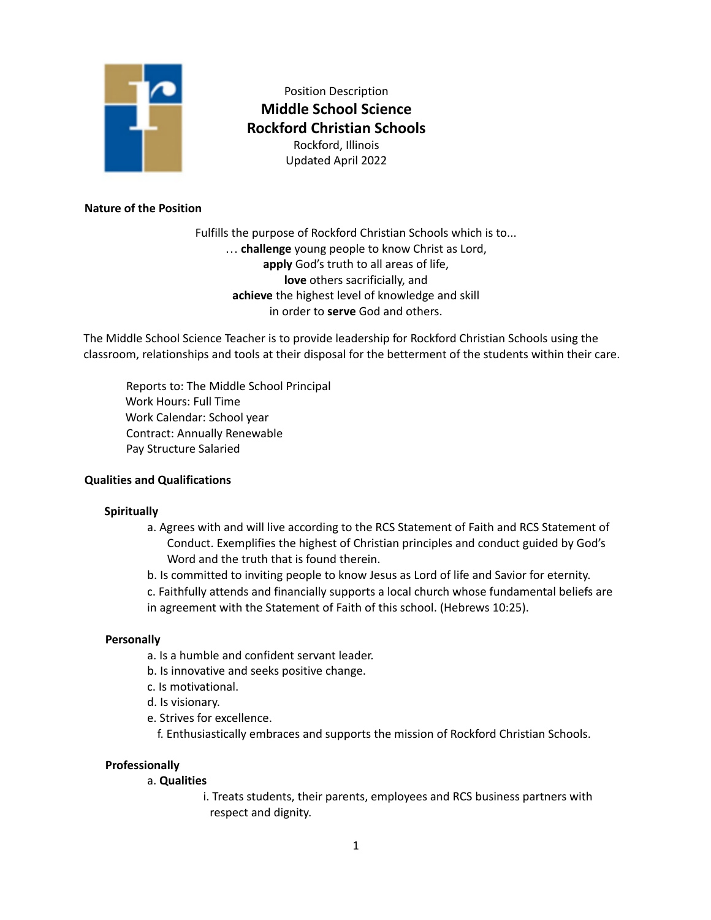Position Description

# Middle School Science
# Rockford Christian Schools

Rockford, Illinois
Updated April 2022

## Nature of the Position

Fulfills the purpose of Rockford Christian Schools which is to...
… **challenge** young people to know Christ as Lord,
**apply** God's truth to all areas of life,
**love** others sacrificially, and
**achieve** the highest level of knowledge and skill
in order to **serve** God and others.

The Middle School Science Teacher is to provide leadership for Rockford Christian Schools using the classroom, relationships and tools at their disposal for the betterment of the students within their care.

Reports to: The Middle School Principal
Work Hours: Full Time
Work Calendar: School year
Contract: Annually Renewable
Pay Structure Salaried

## Qualities and Qualifications

### Spiritually

a. Agrees with and will live according to the RCS Statement of Faith and RCS Statement of Conduct. Exemplifies the highest of Christian principles and conduct guided by God's Word and the truth that is found therein.
b. Is committed to inviting people to know Jesus as Lord of life and Savior for eternity.
c. Faithfully attends and financially supports a local church whose fundamental beliefs are in agreement with the Statement of Faith of this school. (Hebrews 10:25).

### Personally

a. Is a humble and confident servant leader.
b. Is innovative and seeks positive change.
c. Is motivational.
d. Is visionary.
e. Strives for excellence.
f. Enthusiastically embraces and supports the mission of Rockford Christian Schools.

### Professionally

a. **Qualities**
   i. Treats students, their parents, employees and RCS business partners with respect and dignity.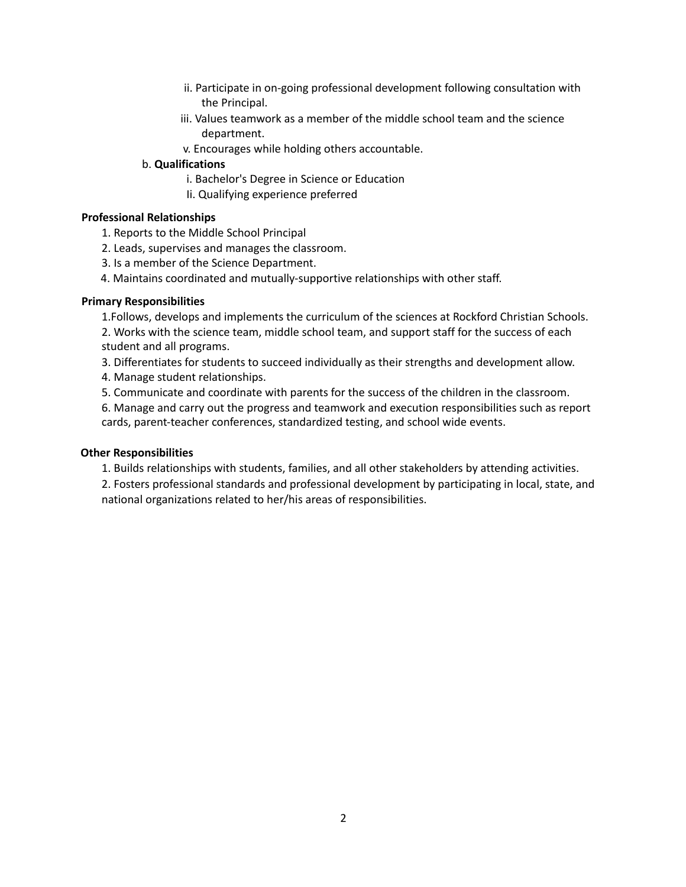ii. Participate in on-going professional development following consultation with the Principal.

iii. Values teamwork as a member of the middle school team and the science department.

v. Encourages while holding others accountable.

b. **Qualifications**

i. Bachelor's Degree in Science or Education

Ii. Qualifying experience preferred

**Professional Relationships**

1. Reports to the Middle School Principal
2. Leads, supervises and manages the classroom.
3. Is a member of the Science Department.
4. Maintains coordinated and mutually-supportive relationships with other staff.

**Primary Responsibilities**

1.Follows, develops and implements the curriculum of the sciences at Rockford Christian Schools.

2. Works with the science team, middle school team, and support staff for the success of each student and all programs.
3. Differentiates for students to succeed individually as their strengths and development allow.
4. Manage student relationships.
5. Communicate and coordinate with parents for the success of the children in the classroom.
6. Manage and carry out the progress and teamwork and execution responsibilities such as report cards, parent-teacher conferences, standardized testing, and school wide events.

**Other Responsibilities**

1. Builds relationships with students, families, and all other stakeholders by attending activities.
2. Fosters professional standards and professional development by participating in local, state, and national organizations related to her/his areas of responsibilities.